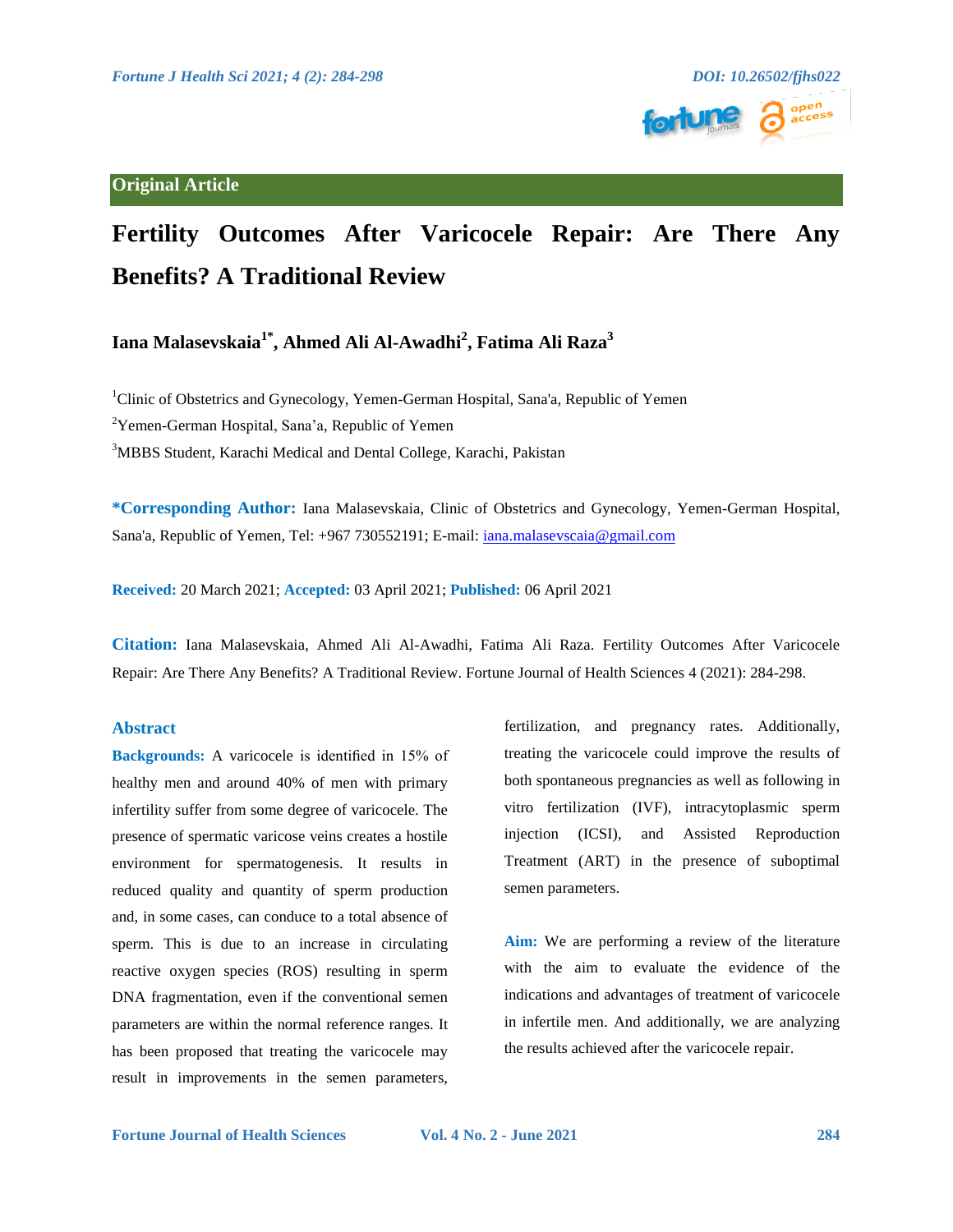Original Article

# Fertility Outcomes After Varicocele Repair: Are There Any Benefits? A Traditional Review

**Iana Malasevskaia[1*], Ahmed Ali Al-Awadhi[2], Fatima Ali Raza[3]**

[1]Clinic of Obstetrics and Gynecology, Yemen-German Hospital, Sana'a, Republic of Yemen

[2]Yemen-German Hospital, Sana'a, Republic of Yemen

[3]MBBS Student, Karachi Medical and Dental College, Karachi, Pakistan

**\*Corresponding Author:** Iana Malasevskaia, Clinic of Obstetrics and Gynecology, Yemen-German Hospital, Sana'a, Republic of Yemen, Tel: +967 730552191; E-mail: iana.malasevscaia@gmail.com

**Received:** 20 March 2021; **Accepted:** 03 April 2021; **Published:** 06 April 2021

**Citation:** Iana Malasevskaia, Ahmed Ali Al-Awadhi, Fatima Ali Raza. Fertility Outcomes After Varicocele Repair: Are There Any Benefits? A Traditional Review. Fortune Journal of Health Sciences 4 (2021): 284-298.

## Abstract

**Backgrounds:** A varicocele is identified in 15% of healthy men and around 40% of men with primary infertility suffer from some degree of varicocele. The presence of spermatic varicose veins creates a hostile environment for spermatogenesis. It results in reduced quality and quantity of sperm production and, in some cases, can conduce to a total absence of sperm. This is due to an increase in circulating reactive oxygen species (ROS) resulting in sperm DNA fragmentation, even if the conventional semen parameters are within the normal reference ranges. It has been proposed that treating the varicocele may result in improvements in the semen parameters, fertilization, and pregnancy rates. Additionally, treating the varicocele could improve the results of both spontaneous pregnancies as well as following in vitro fertilization (IVF), intracytoplasmic sperm injection (ICSI), and Assisted Reproduction Treatment (ART) in the presence of suboptimal semen parameters.

**Aim:** We are performing a review of the literature with the aim to evaluate the evidence of the indications and advantages of treatment of varicocele in infertile men. And additionally, we are analyzing the results achieved after the varicocele repair.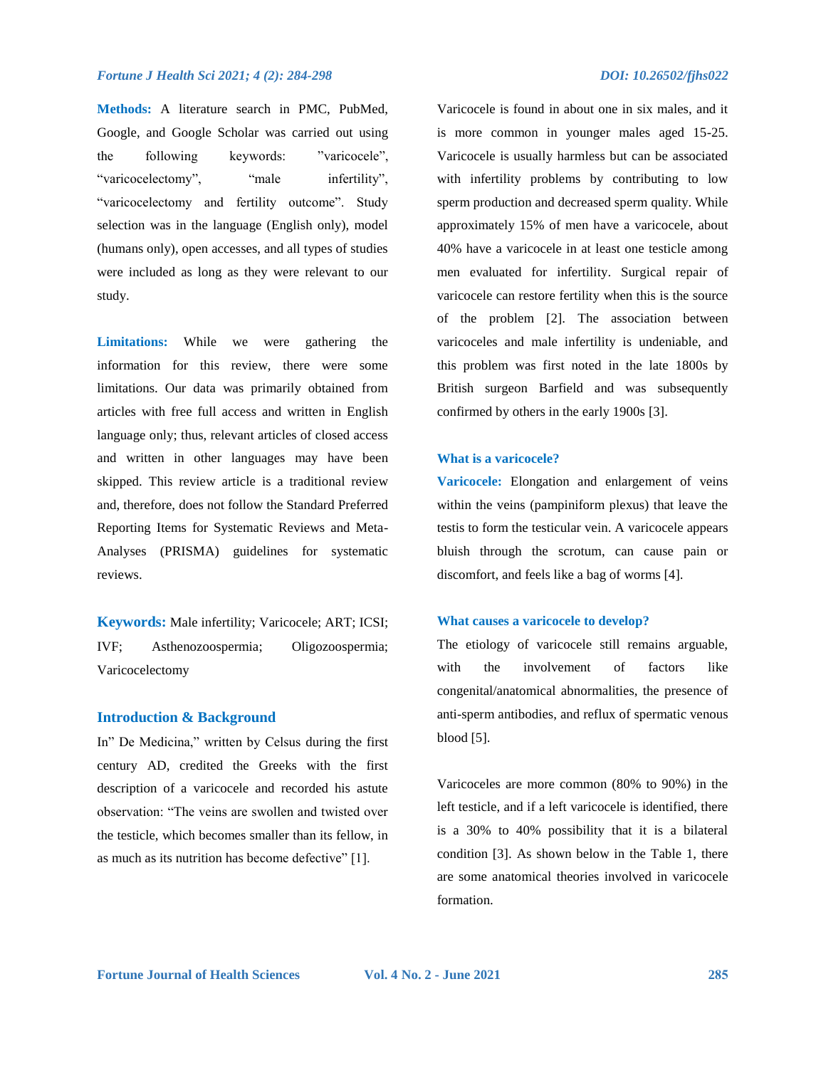**Methods:** A literature search in PMC, PubMed, Google, and Google Scholar was carried out using the following keywords: ”varicocele", “varicocelectomy", “male infertility", “varicocelectomy and fertility outcome". Study selection was in the language (English only), model (humans only), open accesses, and all types of studies were included as long as they were relevant to our study.

**Limitations:** While we were gathering the information for this review, there were some limitations. Our data was primarily obtained from articles with free full access and written in English language only; thus, relevant articles of closed access and written in other languages may have been skipped. This review article is a traditional review and, therefore, does not follow the Standard Preferred Reporting Items for Systematic Reviews and Meta-Analyses (PRISMA) guidelines for systematic reviews.

**Keywords:** Male infertility; Varicocele; ART; ICSI; IVF; Asthenozoospermia; Oligozoospermia; Varicocelectomy

## Introduction & Background

In” De Medicina," written by Celsus during the first century AD, credited the Greeks with the first description of a varicocele and recorded his astute observation: “The veins are swollen and twisted over the testicle, which becomes smaller than its fellow, in as much as its nutrition has become defective" [1].

Varicocele is found in about one in six males, and it is more common in younger males aged 15-25. Varicocele is usually harmless but can be associated with infertility problems by contributing to low sperm production and decreased sperm quality. While approximately 15% of men have a varicocele, about 40% have a varicocele in at least one testicle among men evaluated for infertility. Surgical repair of varicocele can restore fertility when this is the source of the problem [2]. The association between varicoceles and male infertility is undeniable, and this problem was first noted in the late 1800s by British surgeon Barfield and was subsequently confirmed by others in the early 1900s [3].

### What is a varicocele?

**Varicocele:** Elongation and enlargement of veins within the veins (pampiniform plexus) that leave the testis to form the testicular vein. A varicocele appears bluish through the scrotum, can cause pain or discomfort, and feels like a bag of worms [4].

### What causes a varicocele to develop?

The etiology of varicocele still remains arguable, with the involvement of factors like congenital/anatomical abnormalities, the presence of anti-sperm antibodies, and reflux of spermatic venous blood [5].

Varicoceles are more common (80% to 90%) in the left testicle, and if a left varicocele is identified, there is a 30% to 40% possibility that it is a bilateral condition [3]. As shown below in the Table 1, there are some anatomical theories involved in varicocele formation.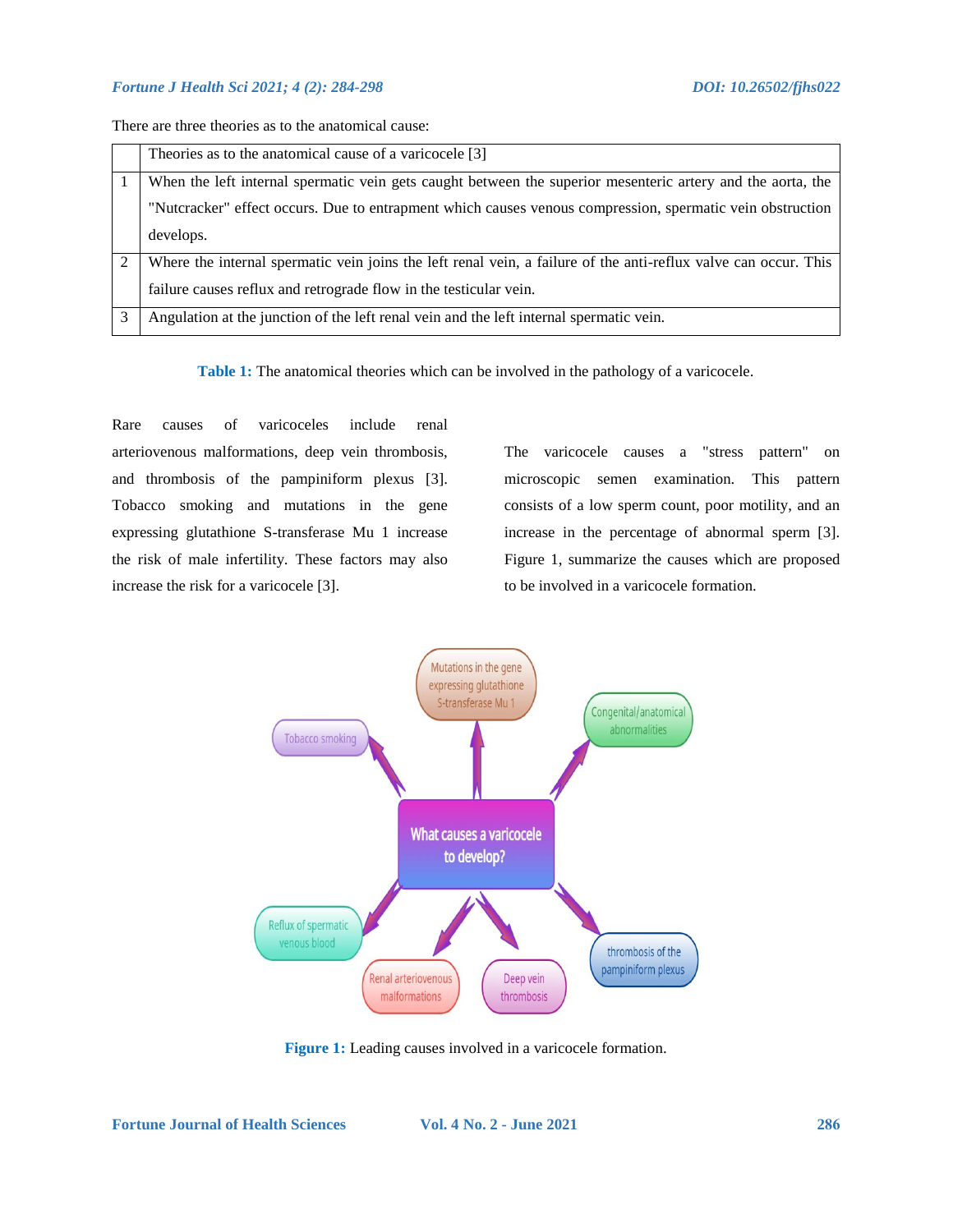There are three theories as to the anatomical cause:

| | Theories as to the anatomical cause of a varicocele [3] |
|---|---|
| 1 | When the left internal spermatic vein gets caught between the superior mesenteric artery and the aorta, the "Nutcracker" effect occurs. Due to entrapment which causes venous compression, spermatic vein obstruction develops. |
| 2 | Where the internal spermatic vein joins the left renal vein, a failure of the anti-reflux valve can occur. This failure causes reflux and retrograde flow in the testicular vein. |
| 3 | Angulation at the junction of the left renal vein and the left internal spermatic vein. |

**Table 1:** The anatomical theories which can be involved in the pathology of a varicocele.

Rare causes of varicoceles include renal arteriovenous malformations, deep vein thrombosis, and thrombosis of the pampiniform plexus [3]. Tobacco smoking and mutations in the gene expressing glutathione S-transferase Mu 1 increase the risk of male infertility. These factors may also increase the risk for a varicocele [3].

The varicocele causes a "stress pattern" on microscopic semen examination. This pattern consists of a low sperm count, poor motility, and an increase in the percentage of abnormal sperm [3]. Figure 1, summarize the causes which are proposed to be involved in a varicocele formation.

**Figure 1:** Leading causes involved in a varicocele formation.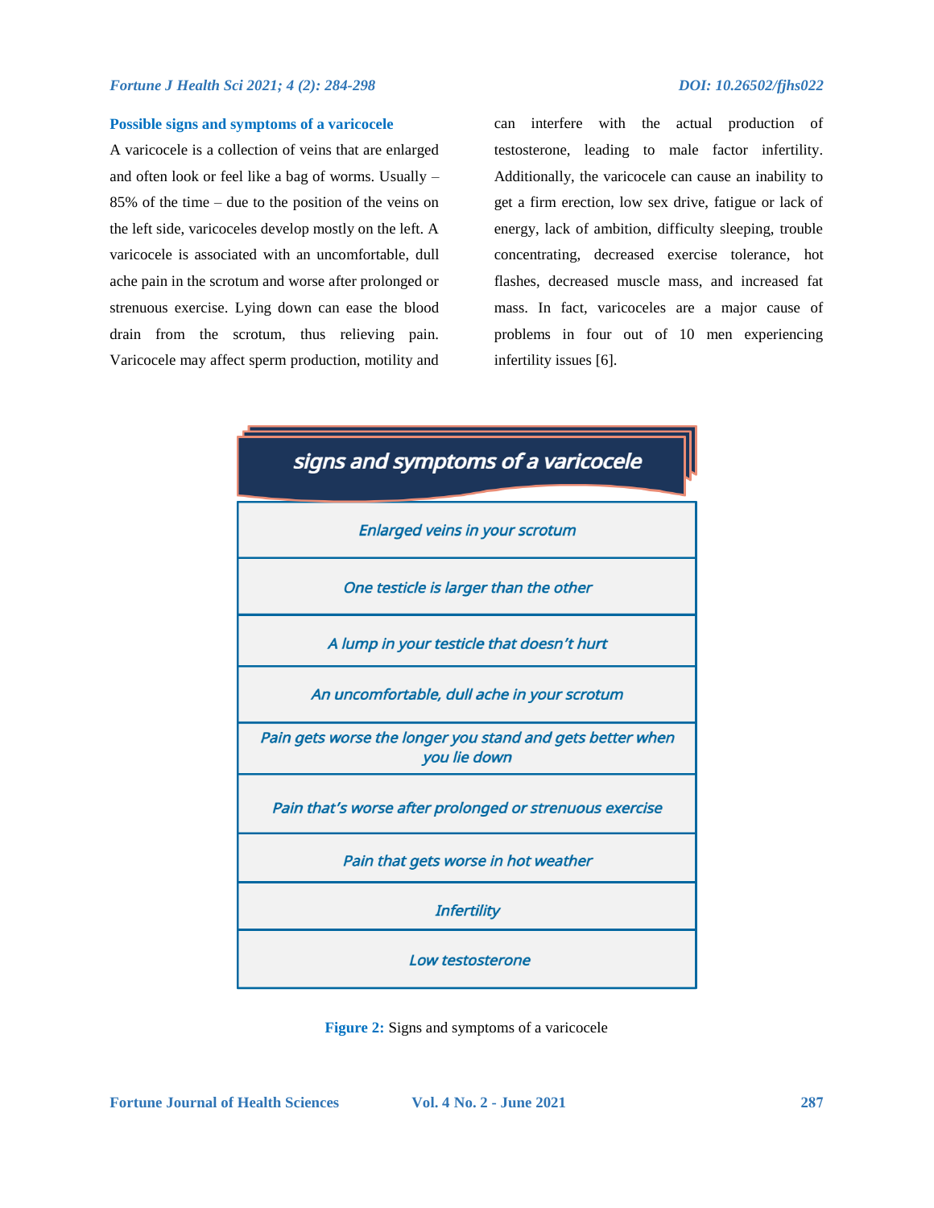### Possible signs and symptoms of a varicocele

A varicocele is a collection of veins that are enlarged and often look or feel like a bag of worms. Usually – 85% of the time – due to the position of the veins on the left side, varicoceles develop mostly on the left. A varicocele is associated with an uncomfortable, dull ache pain in the scrotum and worse after prolonged or strenuous exercise. Lying down can ease the blood drain from the scrotum, thus relieving pain. Varicocele may affect sperm production, motility and can interfere with the actual production of testosterone, leading to male factor infertility. Additionally, the varicocele can cause an inability to get a firm erection, low sex drive, fatigue or lack of energy, lack of ambition, difficulty sleeping, trouble concentrating, decreased exercise tolerance, hot flashes, decreased muscle mass, and increased fat mass. In fact, varicoceles are a major cause of problems in four out of 10 men experiencing infertility issues [6].

| *signs and symptoms of a varicocele* |
| --- |
| *Enlarged veins in your scrotum* |
| *One testicle is larger than the other* |
| *A lump in your testicle that doesn't hurt* |
| *An uncomfortable, dull ache in your scrotum* |
| *Pain gets worse the longer you stand and gets better when you lie down* |
| *Pain that's worse after prolonged or strenuous exercise* |
| *Pain that gets worse in hot weather* |
| *Infertility* |
| *Low testosterone* |

**Figure 2:** Signs and symptoms of a varicocele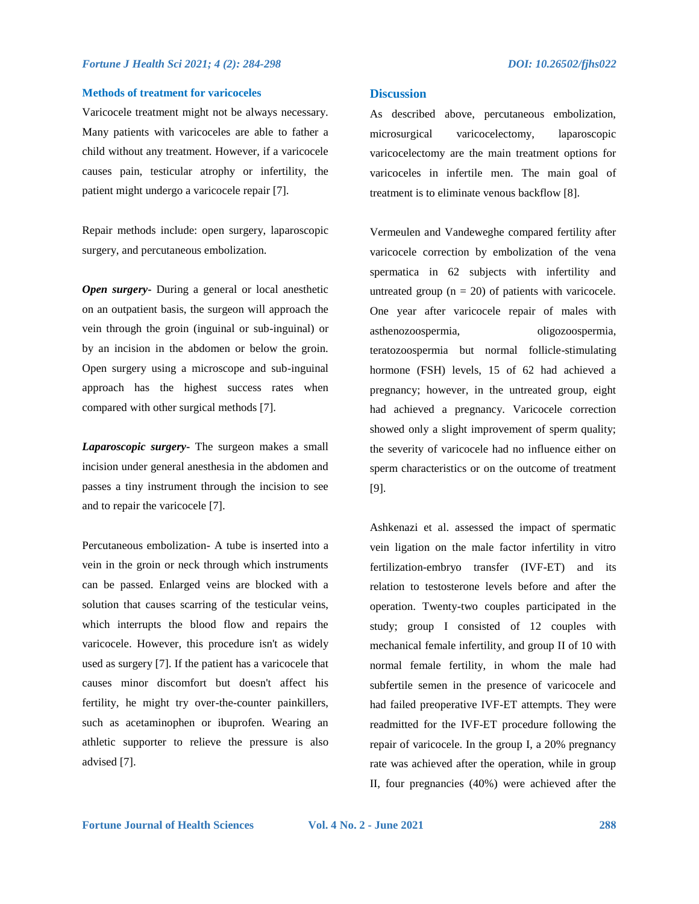### Methods of treatment for varicoceles

Varicocele treatment might not be always necessary. Many patients with varicoceles are able to father a child without any treatment. However, if a varicocele causes pain, testicular atrophy or infertility, the patient might undergo a varicocele repair [7].

Repair methods include: open surgery, laparoscopic surgery, and percutaneous embolization.

***Open surgery***- During a general or local anesthetic on an outpatient basis, the surgeon will approach the vein through the groin (inguinal or sub-inguinal) or by an incision in the abdomen or below the groin. Open surgery using a microscope and sub-inguinal approach has the highest success rates when compared with other surgical methods [7].

***Laparoscopic surgery***- The surgeon makes a small incision under general anesthesia in the abdomen and passes a tiny instrument through the incision to see and to repair the varicocele [7].

Percutaneous embolization- A tube is inserted into a vein in the groin or neck through which instruments can be passed. Enlarged veins are blocked with a solution that causes scarring of the testicular veins, which interrupts the blood flow and repairs the varicocele. However, this procedure isn't as widely used as surgery [7]. If the patient has a varicocele that causes minor discomfort but doesn't affect his fertility, he might try over-the-counter painkillers, such as acetaminophen or ibuprofen. Wearing an athletic supporter to relieve the pressure is also advised [7].

## Discussion

As described above, percutaneous embolization, microsurgical varicocelectomy, laparoscopic varicocelectomy are the main treatment options for varicoceles in infertile men. The main goal of treatment is to eliminate venous backflow [8].

Vermeulen and Vandeweghe compared fertility after varicocele correction by embolization of the vena spermatica in 62 subjects with infertility and untreated group (n = 20) of patients with varicocele. One year after varicocele repair of males with asthenozoospermia, oligozoospermia, teratozoospermia but normal follicle-stimulating hormone (FSH) levels, 15 of 62 had achieved a pregnancy; however, in the untreated group, eight had achieved a pregnancy. Varicocele correction showed only a slight improvement of sperm quality; the severity of varicocele had no influence either on sperm characteristics or on the outcome of treatment [9].

Ashkenazi et al. assessed the impact of spermatic vein ligation on the male factor infertility in vitro fertilization-embryo transfer (IVF-ET) and its relation to testosterone levels before and after the operation. Twenty-two couples participated in the study; group I consisted of 12 couples with mechanical female infertility, and group II of 10 with normal female fertility, in whom the male had subfertile semen in the presence of varicocele and had failed preoperative IVF-ET attempts. They were readmitted for the IVF-ET procedure following the repair of varicocele. In the group I, a 20% pregnancy rate was achieved after the operation, while in group II, four pregnancies (40%) were achieved after the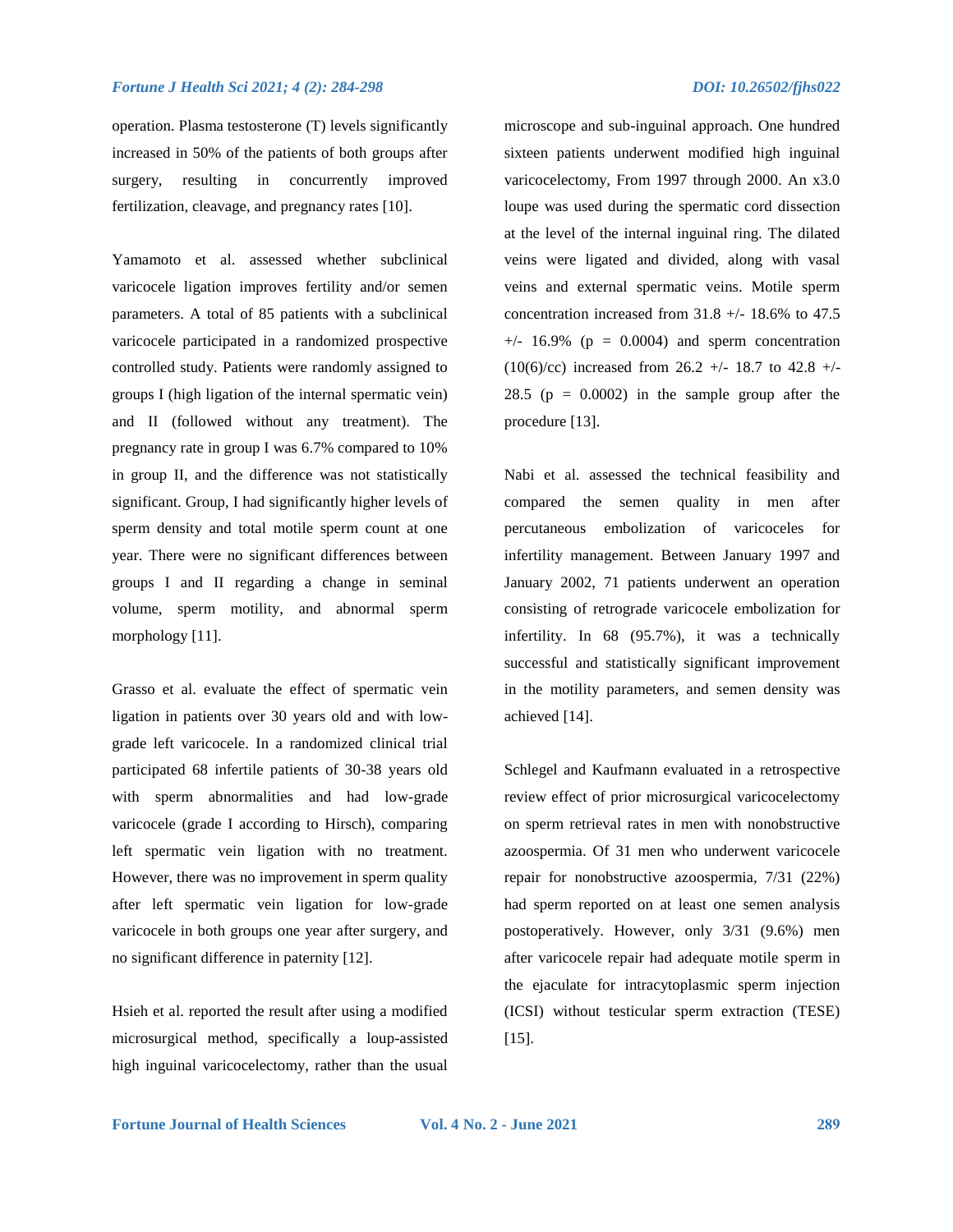operation. Plasma testosterone (T) levels significantly increased in 50% of the patients of both groups after surgery, resulting in concurrently improved fertilization, cleavage, and pregnancy rates [10].

Yamamoto et al. assessed whether subclinical varicocele ligation improves fertility and/or semen parameters. A total of 85 patients with a subclinical varicocele participated in a randomized prospective controlled study. Patients were randomly assigned to groups I (high ligation of the internal spermatic vein) and II (followed without any treatment). The pregnancy rate in group I was 6.7% compared to 10% in group II, and the difference was not statistically significant. Group, I had significantly higher levels of sperm density and total motile sperm count at one year. There were no significant differences between groups I and II regarding a change in seminal volume, sperm motility, and abnormal sperm morphology [11].

Grasso et al. evaluate the effect of spermatic vein ligation in patients over 30 years old and with low-grade left varicocele. In a randomized clinical trial participated 68 infertile patients of 30-38 years old with sperm abnormalities and had low-grade varicocele (grade I according to Hirsch), comparing left spermatic vein ligation with no treatment. However, there was no improvement in sperm quality after left spermatic vein ligation for low-grade varicocele in both groups one year after surgery, and no significant difference in paternity [12].

Hsieh et al. reported the result after using a modified microsurgical method, specifically a loup-assisted high inguinal varicocelectomy, rather than the usual microscope and sub-inguinal approach. One hundred sixteen patients underwent modified high inguinal varicocelectomy, From 1997 through 2000. An x3.0 loupe was used during the spermatic cord dissection at the level of the internal inguinal ring. The dilated veins were ligated and divided, along with vasal veins and external spermatic veins. Motile sperm concentration increased from 31.8 +/- 18.6% to 47.5 +/- 16.9% ($p = 0.0004$) and sperm concentration ($10^{6}$/cc) increased from 26.2 +/- 18.7 to 42.8 +/- 28.5 ($p = 0.0002$) in the sample group after the procedure [13].

Nabi et al. assessed the technical feasibility and compared the semen quality in men after percutaneous embolization of varicoceles for infertility management. Between January 1997 and January 2002, 71 patients underwent an operation consisting of retrograde varicocele embolization for infertility. In 68 (95.7%), it was a technically successful and statistically significant improvement in the motility parameters, and semen density was achieved [14].

Schlegel and Kaufmann evaluated in a retrospective review effect of prior microsurgical varicocelectomy on sperm retrieval rates in men with nonobstructive azoospermia. Of 31 men who underwent varicocele repair for nonobstructive azoospermia, 7/31 (22%) had sperm reported on at least one semen analysis postoperatively. However, only 3/31 (9.6%) men after varicocele repair had adequate motile sperm in the ejaculate for intracytoplasmic sperm injection (ICSI) without testicular sperm extraction (TESE) [15].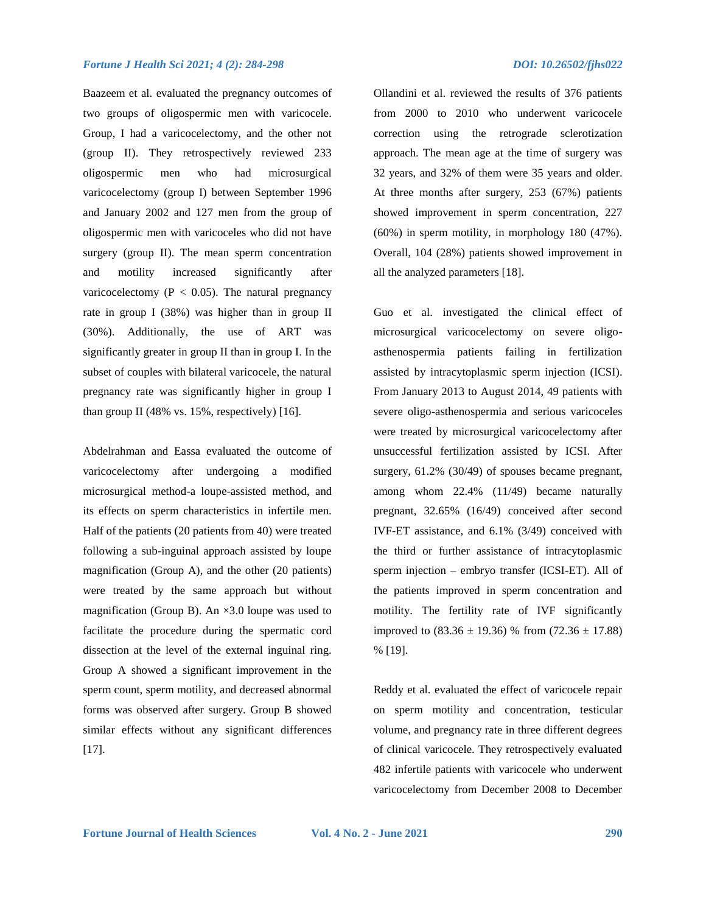Baazeem et al. evaluated the pregnancy outcomes of two groups of oligospermic men with varicocele. Group, I had a varicocelectomy, and the other not (group II). They retrospectively reviewed 233 oligospermic men who had microsurgical varicocelectomy (group I) between September 1996 and January 2002 and 127 men from the group of oligospermic men with varicoceles who did not have surgery (group II). The mean sperm concentration and motility increased significantly after varicocelectomy ($P < 0.05$). The natural pregnancy rate in group I (38%) was higher than in group II (30%). Additionally, the use of ART was significantly greater in group II than in group I. In the subset of couples with bilateral varicocele, the natural pregnancy rate was significantly higher in group I than group II (48% vs. 15%, respectively) [16].

Abdelrahman and Eassa evaluated the outcome of varicocelectomy after undergoing a modified microsurgical method-a loupe-assisted method, and its effects on sperm characteristics in infertile men. Half of the patients (20 patients from 40) were treated following a sub-inguinal approach assisted by loupe magnification (Group A), and the other (20 patients) were treated by the same approach but without magnification (Group B). An ×3.0 loupe was used to facilitate the procedure during the spermatic cord dissection at the level of the external inguinal ring. Group A showed a significant improvement in the sperm count, sperm motility, and decreased abnormal forms was observed after surgery. Group B showed similar effects without any significant differences [17].

Ollandini et al. reviewed the results of 376 patients from 2000 to 2010 who underwent varicocele correction using the retrograde sclerotization approach. The mean age at the time of surgery was 32 years, and 32% of them were 35 years and older. At three months after surgery, 253 (67%) patients showed improvement in sperm concentration, 227 (60%) in sperm motility, in morphology 180 (47%). Overall, 104 (28%) patients showed improvement in all the analyzed parameters [18].

Guo et al. investigated the clinical effect of microsurgical varicocelectomy on severe oligo-asthenospermia patients failing in fertilization assisted by intracytoplasmic sperm injection (ICSI). From January 2013 to August 2014, 49 patients with severe oligo-asthenospermia and serious varicoceles were treated by microsurgical varicocelectomy after unsuccessful fertilization assisted by ICSI. After surgery, 61.2% (30/49) of spouses became pregnant, among whom 22.4% (11/49) became naturally pregnant, 32.65% (16/49) conceived after second IVF-ET assistance, and 6.1% (3/49) conceived with the third or further assistance of intracytoplasmic sperm injection – embryo transfer (ICSI-ET). All of the patients improved in sperm concentration and motility. The fertility rate of IVF significantly improved to ($83.36 \pm 19.36$) % from ($72.36 \pm 17.88$) % [19].

Reddy et al. evaluated the effect of varicocele repair on sperm motility and concentration, testicular volume, and pregnancy rate in three different degrees of clinical varicocele. They retrospectively evaluated 482 infertile patients with varicocele who underwent varicocelectomy from December 2008 to December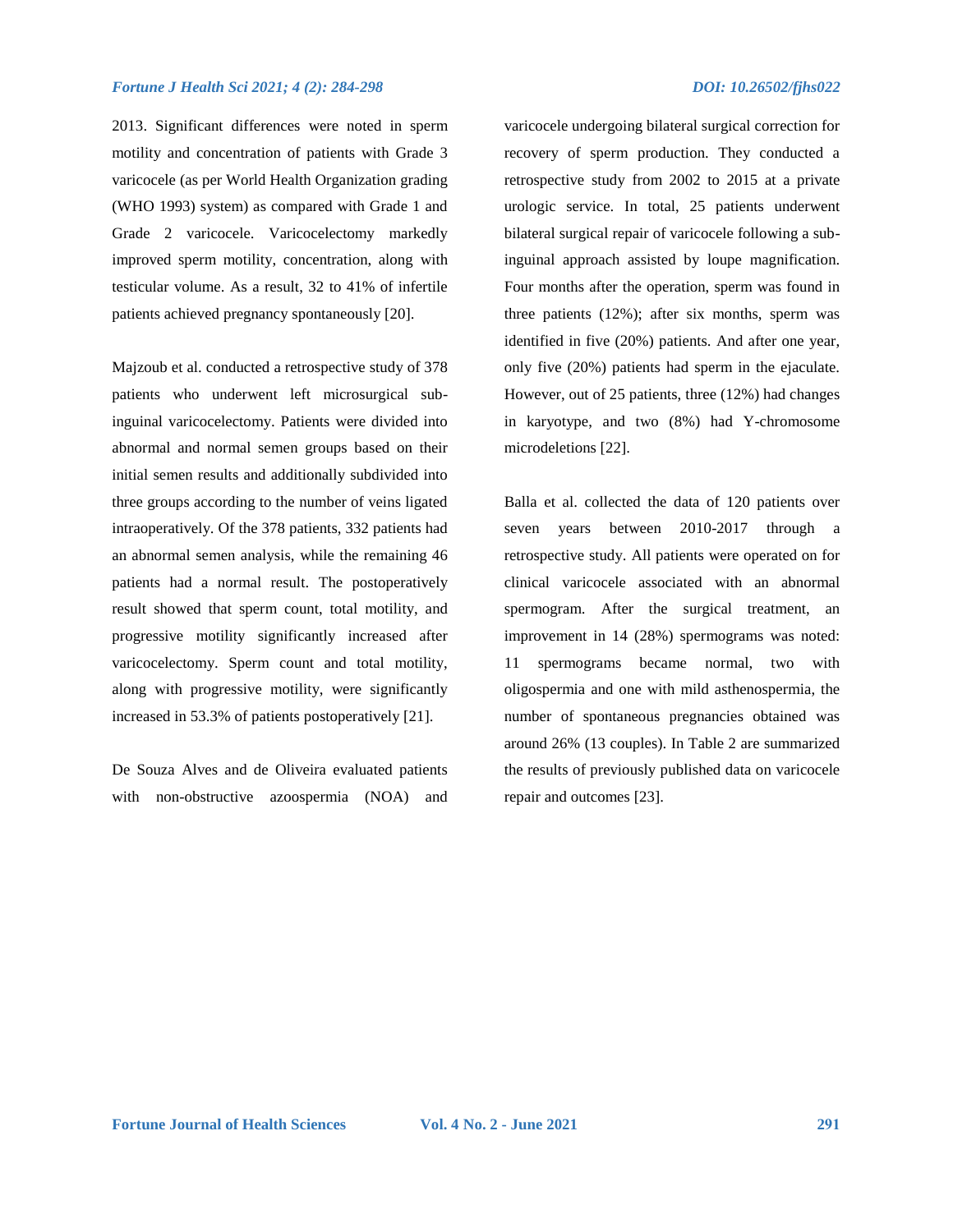2013. Significant differences were noted in sperm motility and concentration of patients with Grade 3 varicocele (as per World Health Organization grading (WHO 1993) system) as compared with Grade 1 and Grade 2 varicocele. Varicocelectomy markedly improved sperm motility, concentration, along with testicular volume. As a result, 32 to 41% of infertile patients achieved pregnancy spontaneously [20].

Majzoub et al. conducted a retrospective study of 378 patients who underwent left microsurgical sub-inguinal varicocelectomy. Patients were divided into abnormal and normal semen groups based on their initial semen results and additionally subdivided into three groups according to the number of veins ligated intraoperatively. Of the 378 patients, 332 patients had an abnormal semen analysis, while the remaining 46 patients had a normal result. The postoperatively result showed that sperm count, total motility, and progressive motility significantly increased after varicocelectomy. Sperm count and total motility, along with progressive motility, were significantly increased in 53.3% of patients postoperatively [21].

De Souza Alves and de Oliveira evaluated patients with non-obstructive azoospermia (NOA) and varicocele undergoing bilateral surgical correction for recovery of sperm production. They conducted a retrospective study from 2002 to 2015 at a private urologic service. In total, 25 patients underwent bilateral surgical repair of varicocele following a sub-inguinal approach assisted by loupe magnification. Four months after the operation, sperm was found in three patients (12%); after six months, sperm was identified in five (20%) patients. And after one year, only five (20%) patients had sperm in the ejaculate. However, out of 25 patients, three (12%) had changes in karyotype, and two (8%) had Y-chromosome microdeletions [22].

Balla et al. collected the data of 120 patients over seven years between 2010-2017 through a retrospective study. All patients were operated on for clinical varicocele associated with an abnormal spermogram. After the surgical treatment, an improvement in 14 (28%) spermograms was noted: 11 spermograms became normal, two with oligospermia and one with mild asthenospermia, the number of spontaneous pregnancies obtained was around 26% (13 couples). In Table 2 are summarized the results of previously published data on varicocele repair and outcomes [23].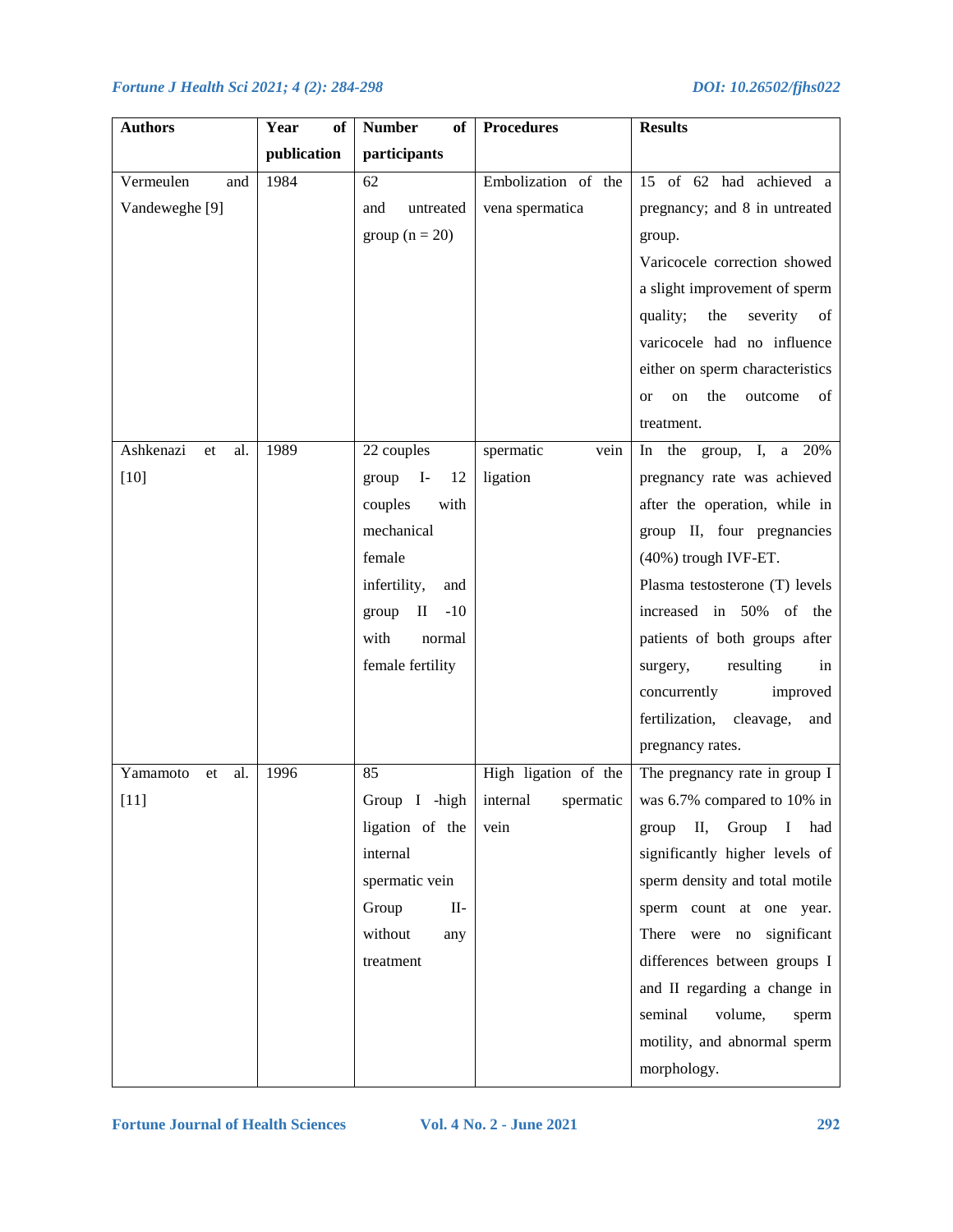| Authors | Year of publication | Number of participants | Procedures | Results |
|---|---|---|---|---|
| Vermeulen and Vandeweghe [9] | 1984 | 62 and untreated group (n = 20) | Embolization of the vena spermatica | 15 of 62 had achieved a pregnancy; and 8 in untreated group. Varicocele correction showed a slight improvement of sperm quality; the severity of varicocele had no influence either on sperm characteristics or on the outcome of treatment. |
| Ashkenazi et al. [10] | 1989 | 22 couples group I- 12 couples with mechanical female infertility, and group II -10 with normal female fertility | spermatic vein ligation | In the group, I, a 20% pregnancy rate was achieved after the operation, while in group II, four pregnancies (40%) trough IVF-ET. Plasma testosterone (T) levels increased in 50% of the patients of both groups after surgery, resulting in concurrently improved fertilization, cleavage, and pregnancy rates. |
| Yamamoto et al. [11] | 1996 | 85 Group I -high ligation of the internal spermatic vein Group II- without any treatment | High ligation of the internal spermatic vein | The pregnancy rate in group I was 6.7% compared to 10% in group II, Group I had significantly higher levels of sperm density and total motile sperm count at one year. There were no significant differences between groups I and II regarding a change in seminal volume, sperm motility, and abnormal sperm morphology. |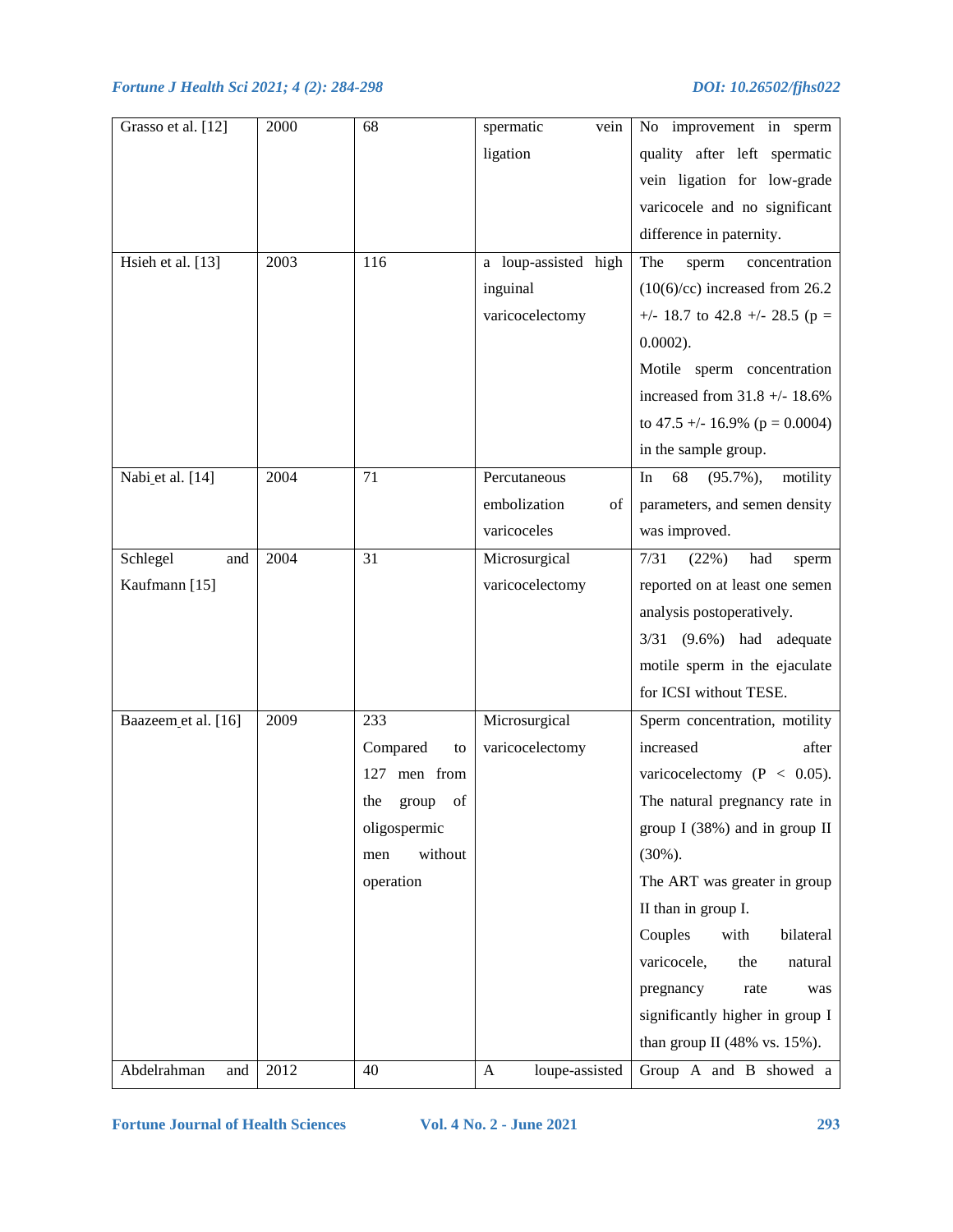| | | | | |
|---|---|---|---|---|
| Grasso et al. [12] | 2000 | 68 | spermatic vein ligation | No improvement in sperm quality after left spermatic vein ligation for low-grade varicocele and no significant difference in paternity. |
| Hsieh et al. [13] | 2003 | 116 | a loup-assisted high inguinal varicocelectomy | The sperm concentration (10(6)/cc) increased from 26.2 +/- 18.7 to 42.8 +/- 28.5 (p = 0.0002).<br>Motile sperm concentration increased from 31.8 +/- 18.6% to 47.5 +/- 16.9% (p = 0.0004) in the sample group. |
| Nabi et al. [14] | 2004 | 71 | Percutaneous embolization of varicoceles | In 68 (95.7%), motility parameters, and semen density was improved. |
| Schlegel and Kaufmann [15] | 2004 | 31 | Microsurgical varicocelectomy | 7/31 (22%) had sperm reported on at least one semen analysis postoperatively.<br>3/31 (9.6%) had adequate motile sperm in the ejaculate for ICSI without TESE. |
| Baazeem et al. [16] | 2009 | 233<br>Compared to 127 men from the group of oligospermic men without operation | Microsurgical varicocelectomy | Sperm concentration, motility increased after varicocelectomy ($P < 0.05$).<br>The natural pregnancy rate in group I (38%) and in group II (30%).<br>The ART was greater in group II than in group I.<br>Couples with bilateral varicocele, the natural pregnancy rate was significantly higher in group I than group II (48% vs. 15%). |
| Abdelrahman and | 2012 | 40 | A loupe-assisted | Group A and B showed a |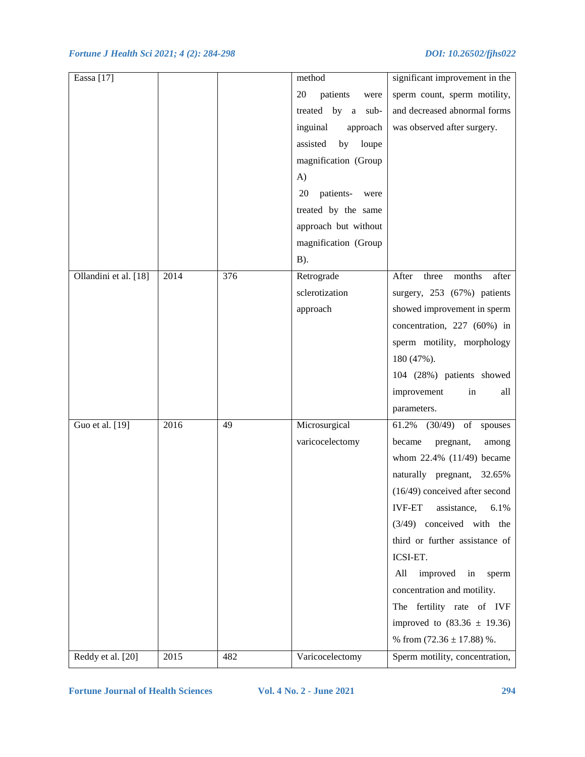| | | | | |
|---|---|---|---|---|
| Eassa [17] | | | method<br>20 patients were treated by a sub-inguinal approach assisted by loupe magnification (Group A)<br>20 patients- were treated by the same approach but without magnification (Group B). | significant improvement in the sperm count, sperm motility, and decreased abnormal forms was observed after surgery. |
| Ollandini et al. [18] | 2014 | 376 | Retrograde sclerotization approach | After three months after surgery, 253 (67%) patients showed improvement in sperm concentration, 227 (60%) in sperm motility, morphology 180 (47%).<br>104 (28%) patients showed improvement in all parameters. |
| Guo et al. [19] | 2016 | 49 | Microsurgical varicocelectomy | 61.2% (30/49) of spouses became pregnant, among whom 22.4% (11/49) became naturally pregnant, 32.65% (16/49) conceived after second IVF-ET assistance, 6.1% (3/49) conceived with the third or further assistance of ICSI-ET.<br>All improved in sperm concentration and motility.<br>The fertility rate of IVF improved to (83.36 ± 19.36) % from (72.36 ± 17.88) %. |
| Reddy et al. [20] | 2015 | 482 | Varicocelectomy | Sperm motility, concentration, |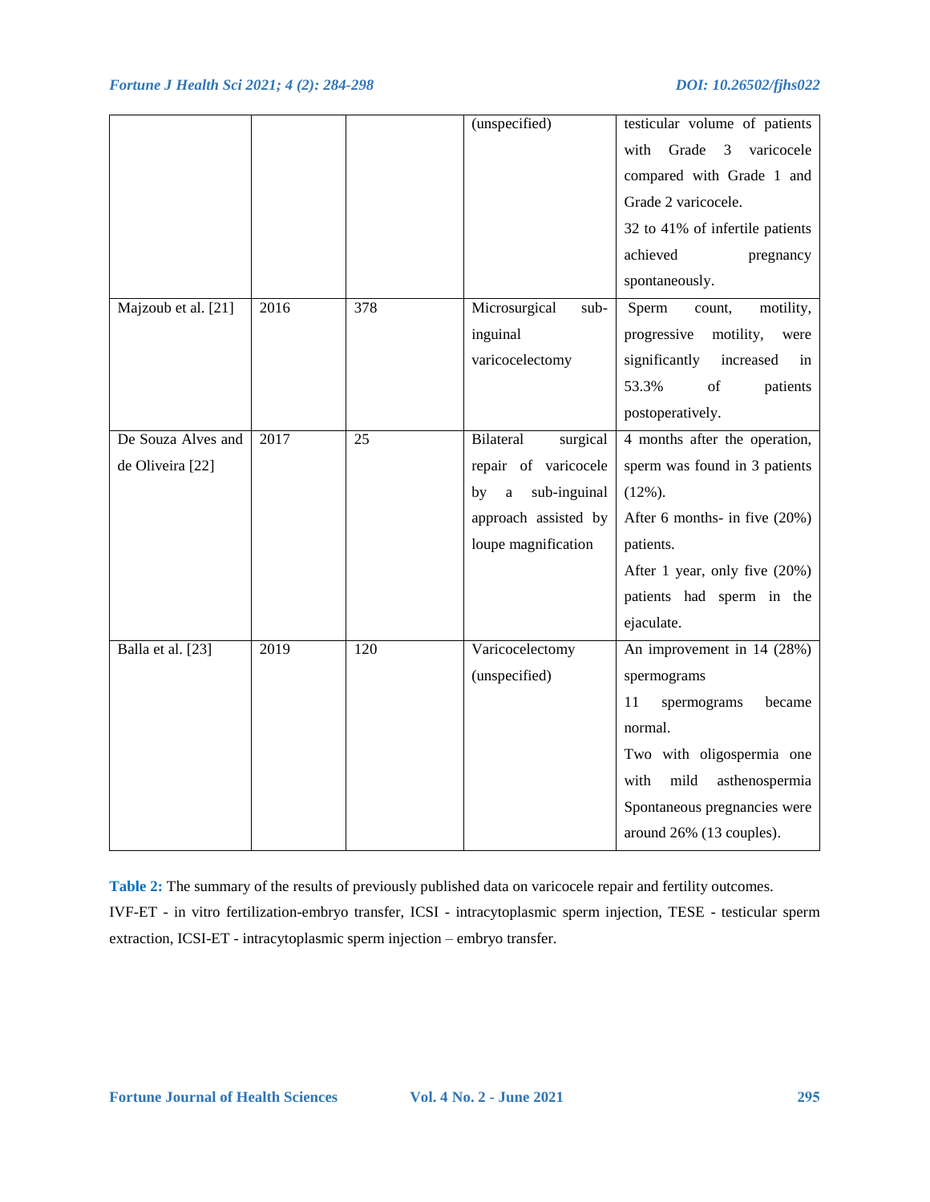| | | | | |
|---|---|---|---|---|
| | | | (unspecified) | testicular volume of patients with Grade 3 varicocele compared with Grade 1 and Grade 2 varicocele.<br>32 to 41% of infertile patients achieved pregnancy spontaneously. |
| Majzoub et al. [21] | 2016 | 378 | Microsurgical sub-inguinal varicocelectomy | Sperm count, motility, progressive motility, were significantly increased in 53.3% of patients postoperatively. |
| De Souza Alves and de Oliveira [22] | 2017 | 25 | Bilateral surgical repair of varicocele by a sub-inguinal approach assisted by loupe magnification | 4 months after the operation, sperm was found in 3 patients (12%).<br>After 6 months- in five (20%) patients.<br>After 1 year, only five (20%) patients had sperm in the ejaculate. |
| Balla et al. [23] | 2019 | 120 | Varicocelectomy (unspecified) | An improvement in 14 (28%) spermograms<br>11 spermograms became normal.<br>Two with oligospermia one with mild asthenospermia<br>Spontaneous pregnancies were around 26% (13 couples). |

**Table 2:** The summary of the results of previously published data on varicocele repair and fertility outcomes.
IVF-ET - in vitro fertilization-embryo transfer, ICSI - intracytoplasmic sperm injection, TESE - testicular sperm extraction, ICSI-ET - intracytoplasmic sperm injection – embryo transfer.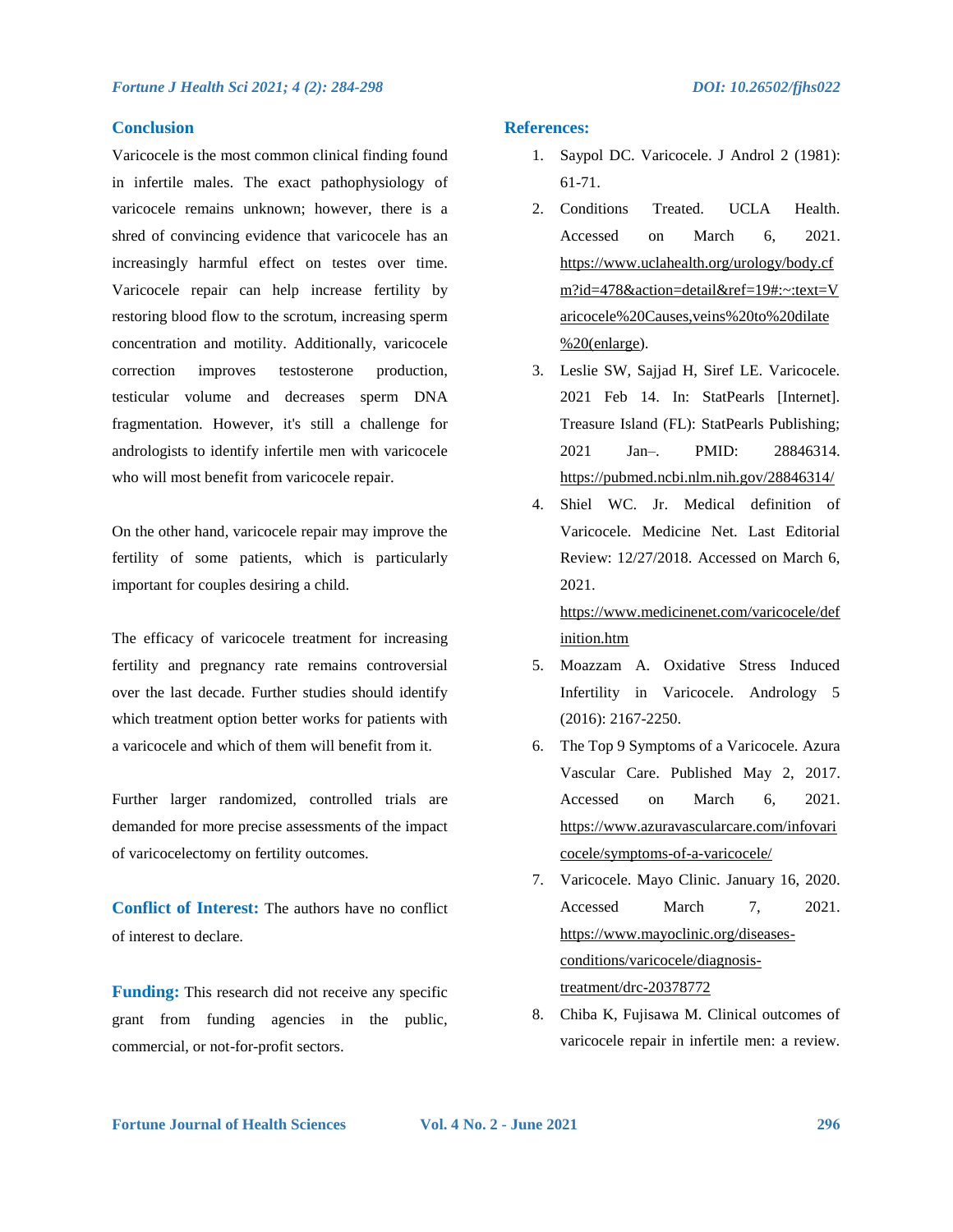## Conclusion

Varicocele is the most common clinical finding found in infertile males. The exact pathophysiology of varicocele remains unknown; however, there is a shred of convincing evidence that varicocele has an increasingly harmful effect on testes over time. Varicocele repair can help increase fertility by restoring blood flow to the scrotum, increasing sperm concentration and motility. Additionally, varicocele correction improves testosterone production, testicular volume and decreases sperm DNA fragmentation. However, it's still a challenge for andrologists to identify infertile men with varicocele who will most benefit from varicocele repair.

On the other hand, varicocele repair may improve the fertility of some patients, which is particularly important for couples desiring a child.

The efficacy of varicocele treatment for increasing fertility and pregnancy rate remains controversial over the last decade. Further studies should identify which treatment option better works for patients with a varicocele and which of them will benefit from it.

Further larger randomized, controlled trials are demanded for more precise assessments of the impact of varicocelectomy on fertility outcomes.

**Conflict of Interest:** The authors have no conflict of interest to declare.

**Funding:** This research did not receive any specific grant from funding agencies in the public, commercial, or not-for-profit sectors.

## References:

1. Saypol DC. Varicocele. J Androl 2 (1981): 61-71.
2. Conditions Treated. UCLA Health. Accessed on March 6, 2021. https://www.uclahealth.org/urology/body.cfm?id=478&action=detail&ref=19#:~:text=Varicocele%20Causes,veins%20to%20dilate%20(enlarge).
3. Leslie SW, Sajjad H, Siref LE. Varicocele. 2021 Feb 14. In: StatPearls [Internet]. Treasure Island (FL): StatPearls Publishing; 2021 Jan–. PMID: 28846314. https://pubmed.ncbi.nlm.nih.gov/28846314/
4. Shiel WC. Jr. Medical definition of Varicocele. Medicine Net. Last Editorial Review: 12/27/2018. Accessed on March 6, 2021. https://www.medicinenet.com/varicocele/definition.htm
5. Moazzam A. Oxidative Stress Induced Infertility in Varicocele. Andrology 5 (2016): 2167-2250.
6. The Top 9 Symptoms of a Varicocele. Azura Vascular Care. Published May 2, 2017. Accessed on March 6, 2021. https://www.azuravascularcare.com/infovaricocele/symptoms-of-a-varicocele/
7. Varicocele. Mayo Clinic. January 16, 2020. Accessed March 7, 2021. https://www.mayoclinic.org/diseases-conditions/varicocele/diagnosis-treatment/drc-20378772
8. Chiba K, Fujisawa M. Clinical outcomes of varicocele repair in infertile men: a review.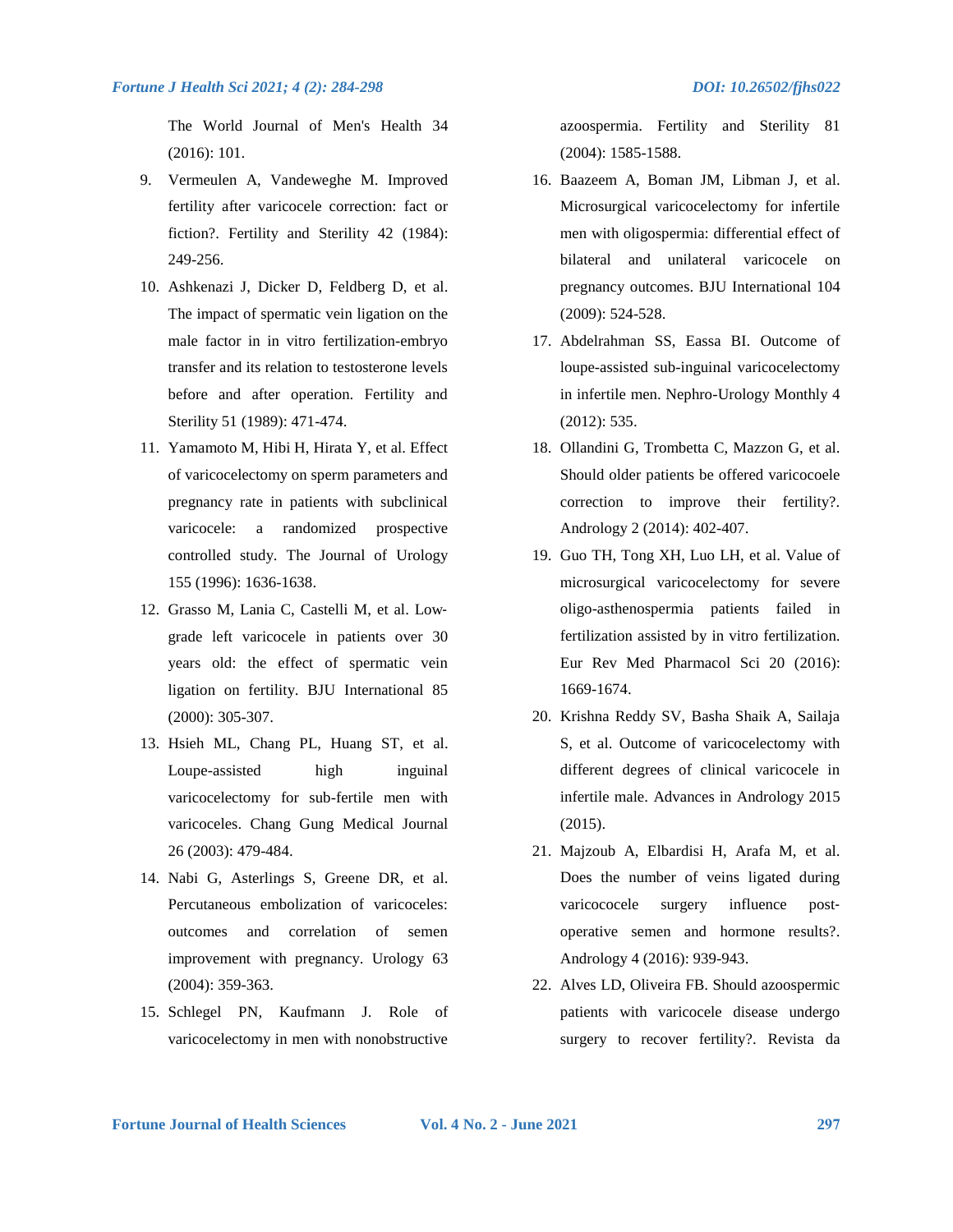The World Journal of Men's Health 34 (2016): 101.

9. Vermeulen A, Vandeweghe M. Improved fertility after varicocele correction: fact or fiction?. Fertility and Sterility 42 (1984): 249-256.
10. Ashkenazi J, Dicker D, Feldberg D, et al. The impact of spermatic vein ligation on the male factor in in vitro fertilization-embryo transfer and its relation to testosterone levels before and after operation. Fertility and Sterility 51 (1989): 471-474.
11. Yamamoto M, Hibi H, Hirata Y, et al. Effect of varicocelectomy on sperm parameters and pregnancy rate in patients with subclinical varicocele: a randomized prospective controlled study. The Journal of Urology 155 (1996): 1636-1638.
12. Grasso M, Lania C, Castelli M, et al. Low-grade left varicocele in patients over 30 years old: the effect of spermatic vein ligation on fertility. BJU International 85 (2000): 305-307.
13. Hsieh ML, Chang PL, Huang ST, et al. Loupe-assisted high inguinal varicocelectomy for sub-fertile men with varicoceles. Chang Gung Medical Journal 26 (2003): 479-484.
14. Nabi G, Asterlings S, Greene DR, et al. Percutaneous embolization of varicoceles: outcomes and correlation of semen improvement with pregnancy. Urology 63 (2004): 359-363.
15. Schlegel PN, Kaufmann J. Role of varicocelectomy in men with nonobstructive azoospermia. Fertility and Sterility 81 (2004): 1585-1588.
16. Baazeem A, Boman JM, Libman J, et al. Microsurgical varicocelectomy for infertile men with oligospermia: differential effect of bilateral and unilateral varicocele on pregnancy outcomes. BJU International 104 (2009): 524-528.
17. Abdelrahman SS, Eassa BI. Outcome of loupe-assisted sub-inguinal varicocelectomy in infertile men. Nephro-Urology Monthly 4 (2012): 535.
18. Ollandini G, Trombetta C, Mazzon G, et al. Should older patients be offered varicocoele correction to improve their fertility?. Andrology 2 (2014): 402-407.
19. Guo TH, Tong XH, Luo LH, et al. Value of microsurgical varicocelectomy for severe oligo-asthenospermia patients failed in fertilization assisted by in vitro fertilization. Eur Rev Med Pharmacol Sci 20 (2016): 1669-1674.
20. Krishna Reddy SV, Basha Shaik A, Sailaja S, et al. Outcome of varicocelectomy with different degrees of clinical varicocele in infertile male. Advances in Andrology 2015 (2015).
21. Majzoub A, Elbardisi H, Arafa M, et al. Does the number of veins ligated during varicococele surgery influence post-operative semen and hormone results?. Andrology 4 (2016): 939-943.
22. Alves LD, Oliveira FB. Should azoospermic patients with varicocele disease undergo surgery to recover fertility?. Revista da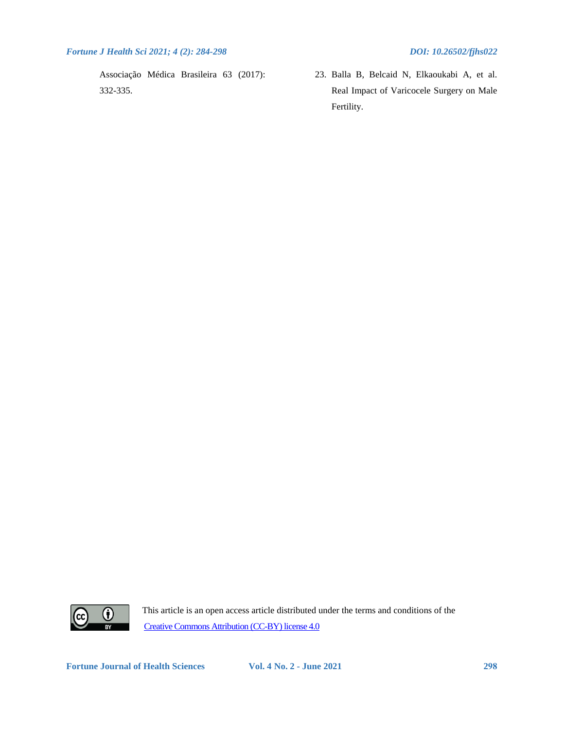Associação Médica Brasileira 63 (2017): 332-335.

23. Balla B, Belcaid N, Elkaoukabi A, et al. Real Impact of Varicocele Surgery on Male Fertility.

This article is an open access article distributed under the terms and conditions of the Creative Commons Attribution (CC-BY) license 4.0